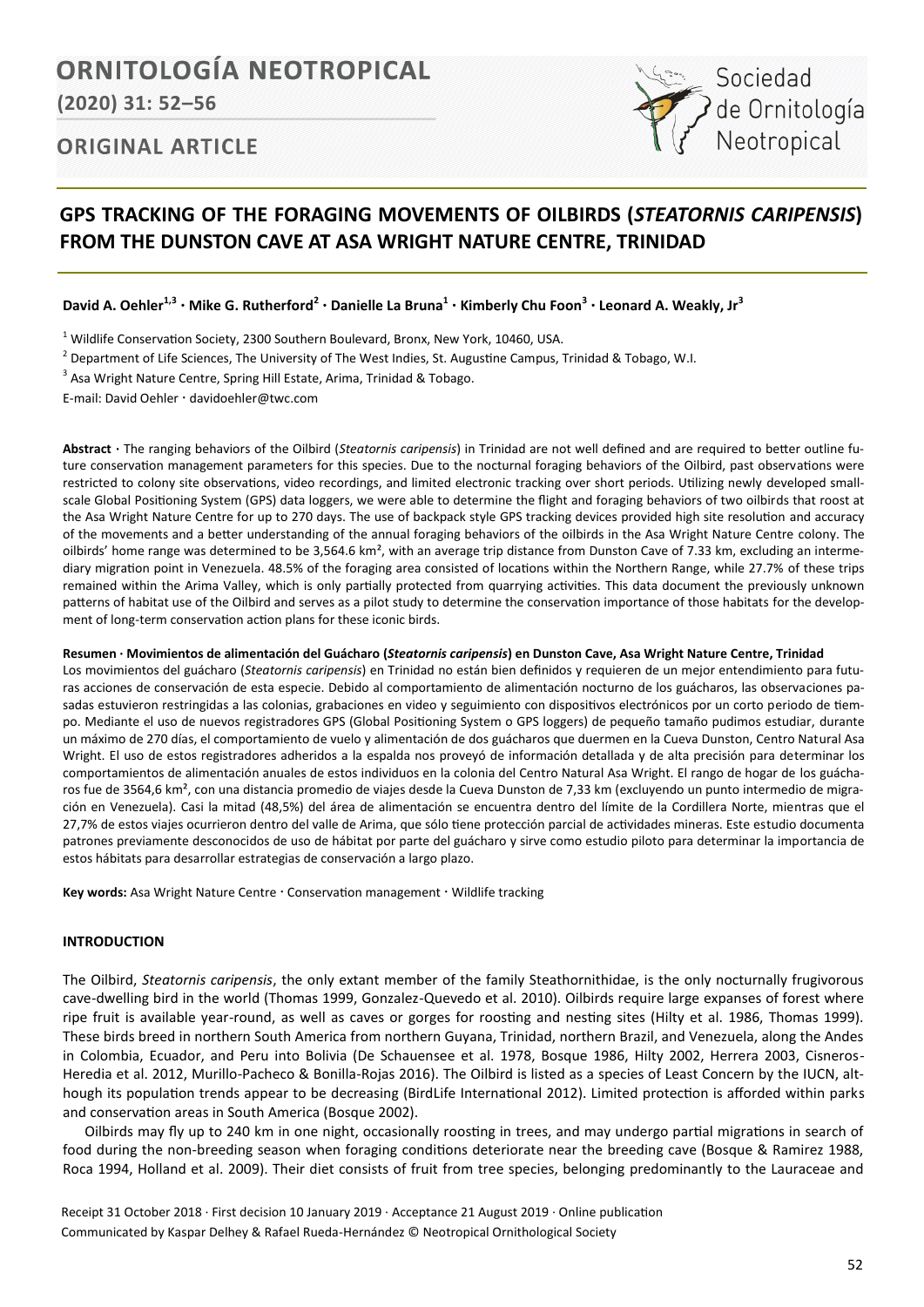ORNITOLOGÍA NEOTROPICAL

ORIGINAL ARTICLE

# GPS TRACKING OF THE FORAGING MOVEMENTS OF OILBIRDS (*STEATORNIS CARIPENSIS*) FROM THE DUNSTON CAVE AT ASA WRIGHT NATURE CENTRE, TRINIDAD

**David A. Oehler[1,3] · Mike G. Rutherford[2] · Danielle La Bruna[1] · Kimberly Chu Foon[3] · Leonard A. Weakly, Jr[3]**

[1] Wildlife Conservation Society, 2300 Southern Boulevard, Bronx, New York, 10460, USA.

[2] Department of Life Sciences, The University of The West Indies, St. Augustine Campus, Trinidad & Tobago, W.I.

[3] Asa Wright Nature Centre, Spring Hill Estate, Arima, Trinidad & Tobago.

E-mail: David Oehler · davidoehler@twc.com

**Abstract ·** The ranging behaviors of the Oilbird (*Steatornis caripensis*) in Trinidad are not well defined and are required to better outline future conservation management parameters for this species. Due to the nocturnal foraging behaviors of the Oilbird, past observations were restricted to colony site observations, video recordings, and limited electronic tracking over short periods. Utilizing newly developed small-scale Global Positioning System (GPS) data loggers, we were able to determine the flight and foraging behaviors of two oilbirds that roost at the Asa Wright Nature Centre for up to 270 days. The use of backpack style GPS tracking devices provided high site resolution and accuracy of the movements and a better understanding of the annual foraging behaviors of the oilbirds in the Asa Wright Nature Centre colony. The oilbirds' home range was determined to be 3,564.6 km², with an average trip distance from Dunston Cave of 7.33 km, excluding an intermediary migration point in Venezuela. 48.5% of the foraging area consisted of locations within the Northern Range, while 27.7% of these trips remained within the Arima Valley, which is only partially protected from quarrying activities. This data document the previously unknown patterns of habitat use of the Oilbird and serves as a pilot study to determine the conservation importance of those habitats for the development of long-term conservation action plans for these iconic birds.

**Resumen · Movimientos de alimentación del Guácharo (*Steatornis caripensis*) en Dunston Cave, Asa Wright Nature Centre, Trinidad**

Los movimientos del guácharo (*Steatornis caripensis*) en Trinidad no están bien definidos y requieren de un mejor entendimiento para futuras acciones de conservación de esta especie. Debido al comportamiento de alimentación nocturno de los guácharos, las observaciones pasadas estuvieron restringidas a las colonias, grabaciones en video y seguimiento con dispositivos electrónicos por un corto periodo de tiempo. Mediante el uso de nuevos registradores GPS (Global Positioning System o GPS loggers) de pequeño tamaño pudimos estudiar, durante un máximo de 270 días, el comportamiento de vuelo y alimentación de dos guácharos que duermen en la Cueva Dunston, Centro Natural Asa Wright. El uso de estos registradores adheridos a la espalda nos proveyó de información detallada y de alta precisión para determinar los comportamientos de alimentación anuales de estos individuos en la colonia del Centro Natural Asa Wright. El rango de hogar de los guácharos fue de 3564,6 km², con una distancia promedio de viajes desde la Cueva Dunston de 7,33 km (excluyendo un punto intermedio de migración en Venezuela). Casi la mitad (48,5%) del área de alimentación se encuentra dentro del límite de la Cordillera Norte, mientras que el 27,7% de estos viajes ocurrieron dentro del valle de Arima, que sólo tiene protección parcial de actividades mineras. Este estudio documenta patrones previamente desconocidos de uso de hábitat por parte del guácharo y sirve como estudio piloto para determinar la importancia de estos hábitats para desarrollar estrategias de conservación a largo plazo.

**Key words:** Asa Wright Nature Centre · Conservation management · Wildlife tracking

## INTRODUCTION

The Oilbird, *Steatornis caripensis*, the only extant member of the family Steathornithidae, is the only nocturnally frugivorous cave-dwelling bird in the world (Thomas 1999, Gonzalez-Quevedo et al. 2010). Oilbirds require large expanses of forest where ripe fruit is available year-round, as well as caves or gorges for roosting and nesting sites (Hilty et al. 1986, Thomas 1999). These birds breed in northern South America from northern Guyana, Trinidad, northern Brazil, and Venezuela, along the Andes in Colombia, Ecuador, and Peru into Bolivia (De Schauensee et al. 1978, Bosque 1986, Hilty 2002, Herrera 2003, Cisneros-Heredia et al. 2012, Murillo-Pacheco & Bonilla-Rojas 2016). The Oilbird is listed as a species of Least Concern by the IUCN, although its population trends appear to be decreasing (BirdLife International 2012). Limited protection is afforded within parks and conservation areas in South America (Bosque 2002).

Oilbirds may fly up to 240 km in one night, occasionally roosting in trees, and may undergo partial migrations in search of food during the non-breeding season when foraging conditions deteriorate near the breeding cave (Bosque & Ramirez 1988, Roca 1994, Holland et al. 2009). Their diet consists of fruit from tree species, belonging predominantly to the Lauraceae and

Receipt 31 October 2018 · First decision 10 January 2019 · Acceptance 21 August 2019 · Online publication

Communicated by Kaspar Delhey & Rafael Rueda-Hernández © Neotropical Ornithological Society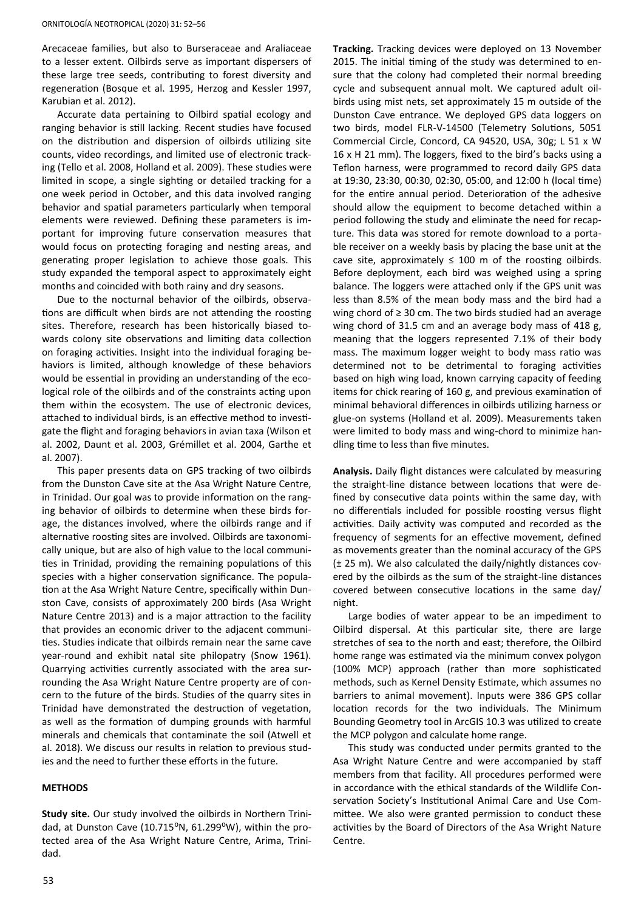Arecaceae families, but also to Burseraceae and Araliaceae to a lesser extent. Oilbirds serve as important dispersers of these large tree seeds, contributing to forest diversity and regeneration (Bosque et al. 1995, Herzog and Kessler 1997, Karubian et al. 2012).

Accurate data pertaining to Oilbird spatial ecology and ranging behavior is still lacking. Recent studies have focused on the distribution and dispersion of oilbirds utilizing site counts, video recordings, and limited use of electronic tracking (Tello et al. 2008, Holland et al. 2009). These studies were limited in scope, a single sighting or detailed tracking for a one week period in October, and this data involved ranging behavior and spatial parameters particularly when temporal elements were reviewed. Defining these parameters is important for improving future conservation measures that would focus on protecting foraging and nesting areas, and generating proper legislation to achieve those goals. This study expanded the temporal aspect to approximately eight months and coincided with both rainy and dry seasons.

Due to the nocturnal behavior of the oilbirds, observations are difficult when birds are not attending the roosting sites. Therefore, research has been historically biased towards colony site observations and limiting data collection on foraging activities. Insight into the individual foraging behaviors is limited, although knowledge of these behaviors would be essential in providing an understanding of the ecological role of the oilbirds and of the constraints acting upon them within the ecosystem. The use of electronic devices, attached to individual birds, is an effective method to investigate the flight and foraging behaviors in avian taxa (Wilson et al. 2002, Daunt et al. 2003, Grémillet et al. 2004, Garthe et al. 2007).

This paper presents data on GPS tracking of two oilbirds from the Dunston Cave site at the Asa Wright Nature Centre, in Trinidad. Our goal was to provide information on the ranging behavior of oilbirds to determine when these birds forage, the distances involved, where the oilbirds range and if alternative roosting sites are involved. Oilbirds are taxonomically unique, but are also of high value to the local communities in Trinidad, providing the remaining populations of this species with a higher conservation significance. The population at the Asa Wright Nature Centre, specifically within Dunston Cave, consists of approximately 200 birds (Asa Wright Nature Centre 2013) and is a major attraction to the facility that provides an economic driver to the adjacent communities. Studies indicate that oilbirds remain near the same cave year-round and exhibit natal site philopatry (Snow 1961). Quarrying activities currently associated with the area surrounding the Asa Wright Nature Centre property are of concern to the future of the birds. Studies of the quarry sites in Trinidad have demonstrated the destruction of vegetation, as well as the formation of dumping grounds with harmful minerals and chemicals that contaminate the soil (Atwell et al. 2018). We discuss our results in relation to previous studies and the need to further these efforts in the future.

## METHODS

**Study site.** Our study involved the oilbirds in Northern Trinidad, at Dunston Cave (10.715ºN, 61.299ºW), within the protected area of the Asa Wright Nature Centre, Arima, Trinidad.

**Tracking.** Tracking devices were deployed on 13 November 2015. The initial timing of the study was determined to ensure that the colony had completed their normal breeding cycle and subsequent annual molt. We captured adult oilbirds using mist nets, set approximately 15 m outside of the Dunston Cave entrance. We deployed GPS data loggers on two birds, model FLR-V-14500 (Telemetry Solutions, 5051 Commercial Circle, Concord, CA 94520, USA, 30g; L 51 x W 16 x H 21 mm). The loggers, fixed to the bird's backs using a Teflon harness, were programmed to record daily GPS data at 19:30, 23:30, 00:30, 02:30, 05:00, and 12:00 h (local time) for the entire annual period. Deterioration of the adhesive should allow the equipment to become detached within a period following the study and eliminate the need for recapture. This data was stored for remote download to a portable receiver on a weekly basis by placing the base unit at the cave site, approximately ≤ 100 m of the roosting oilbirds. Before deployment, each bird was weighed using a spring balance. The loggers were attached only if the GPS unit was less than 8.5% of the mean body mass and the bird had a wing chord of ≥ 30 cm. The two birds studied had an average wing chord of 31.5 cm and an average body mass of 418 g, meaning that the loggers represented 7.1% of their body mass. The maximum logger weight to body mass ratio was determined not to be detrimental to foraging activities based on high wing load, known carrying capacity of feeding items for chick rearing of 160 g, and previous examination of minimal behavioral differences in oilbirds utilizing harness or glue-on systems (Holland et al. 2009). Measurements taken were limited to body mass and wing-chord to minimize handling time to less than five minutes.

**Analysis.** Daily flight distances were calculated by measuring the straight-line distance between locations that were defined by consecutive data points within the same day, with no differentials included for possible roosting versus flight activities. Daily activity was computed and recorded as the frequency of segments for an effective movement, defined as movements greater than the nominal accuracy of the GPS (± 25 m). We also calculated the daily/nightly distances covered by the oilbirds as the sum of the straight-line distances covered between consecutive locations in the same day/night.

Large bodies of water appear to be an impediment to Oilbird dispersal. At this particular site, there are large stretches of sea to the north and east; therefore, the Oilbird home range was estimated via the minimum convex polygon (100% MCP) approach (rather than more sophisticated methods, such as Kernel Density Estimate, which assumes no barriers to animal movement). Inputs were 386 GPS collar location records for the two individuals. The Minimum Bounding Geometry tool in ArcGIS 10.3 was utilized to create the MCP polygon and calculate home range.

This study was conducted under permits granted to the Asa Wright Nature Centre and were accompanied by staff members from that facility. All procedures performed were in accordance with the ethical standards of the Wildlife Conservation Society's Institutional Animal Care and Use Committee. We also were granted permission to conduct these activities by the Board of Directors of the Asa Wright Nature Centre.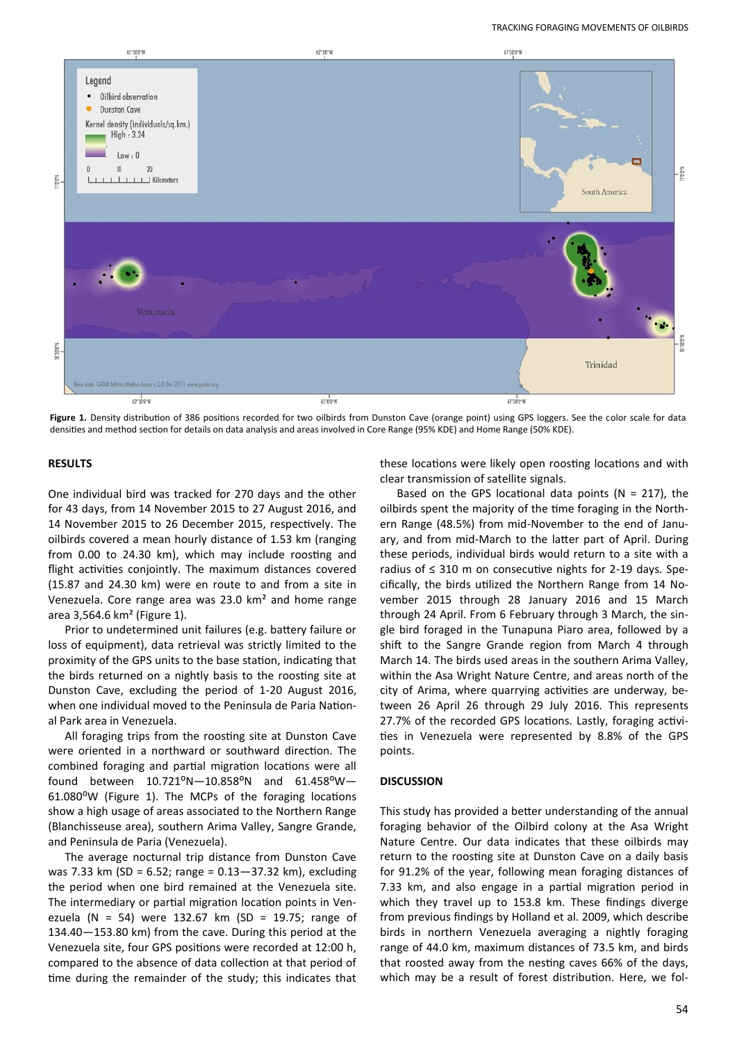**Figure 1.** Density distribution of 386 positions recorded for two oilbirds from Dunston Cave (orange point) using GPS loggers. See the color scale for data densities and method section for details on data analysis and areas involved in Core Range (95% KDE) and Home Range (50% KDE).

## RESULTS

One individual bird was tracked for 270 days and the other for 43 days, from 14 November 2015 to 27 August 2016, and 14 November 2015 to 26 December 2015, respectively. The oilbirds covered a mean hourly distance of 1.53 km (ranging from 0.00 to 24.30 km), which may include roosting and flight activities conjointly. The maximum distances covered (15.87 and 24.30 km) were en route to and from a site in Venezuela. Core range area was 23.0 km² and home range area 3,564.6 km² (Figure 1).

Prior to undetermined unit failures (e.g. battery failure or loss of equipment), data retrieval was strictly limited to the proximity of the GPS units to the base station, indicating that the birds returned on a nightly basis to the roosting site at Dunston Cave, excluding the period of 1-20 August 2016, when one individual moved to the Peninsula de Paria National Park area in Venezuela.

All foraging trips from the roosting site at Dunston Cave were oriented in a northward or southward direction. The combined foraging and partial migration locations were all found between 10.721ºN—10.858ºN and 61.458ºW—61.080ºW (Figure 1). The MCPs of the foraging locations show a high usage of areas associated to the Northern Range (Blanchisseuse area), southern Arima Valley, Sangre Grande, and Peninsula de Paria (Venezuela).

The average nocturnal trip distance from Dunston Cave was 7.33 km (SD = 6.52; range = 0.13—37.32 km), excluding the period when one bird remained at the Venezuela site. The intermediary or partial migration location points in Venezuela (N = 54) were 132.67 km (SD = 19.75; range of 134.40—153.80 km) from the cave. During this period at the Venezuela site, four GPS positions were recorded at 12:00 h, compared to the absence of data collection at that period of time during the remainder of the study; this indicates that these locations were likely open roosting locations and with clear transmission of satellite signals.

Based on the GPS locational data points (N = 217), the oilbirds spent the majority of the time foraging in the Northern Range (48.5%) from mid-November to the end of January, and from mid-March to the latter part of April. During these periods, individual birds would return to a site with a radius of ≤ 310 m on consecutive nights for 2-19 days. Specifically, the birds utilized the Northern Range from 14 November 2015 through 28 January 2016 and 15 March through 24 April. From 6 February through 3 March, the single bird foraged in the Tunapuna Piaro area, followed by a shift to the Sangre Grande region from March 4 through March 14. The birds used areas in the southern Arima Valley, within the Asa Wright Nature Centre, and areas north of the city of Arima, where quarrying activities are underway, between 26 April 26 through 29 July 2016. This represents 27.7% of the recorded GPS locations. Lastly, foraging activities in Venezuela were represented by 8.8% of the GPS points.

## DISCUSSION

This study has provided a better understanding of the annual foraging behavior of the Oilbird colony at the Asa Wright Nature Centre. Our data indicates that these oilbirds may return to the roosting site at Dunston Cave on a daily basis for 91.2% of the year, following mean foraging distances of 7.33 km, and also engage in a partial migration period in which they travel up to 153.8 km. These findings diverge from previous findings by Holland et al. 2009, which describe birds in northern Venezuela averaging a nightly foraging range of 44.0 km, maximum distances of 73.5 km, and birds that roosted away from the nesting caves 66% of the days, which may be a result of forest distribution. Here, we fol-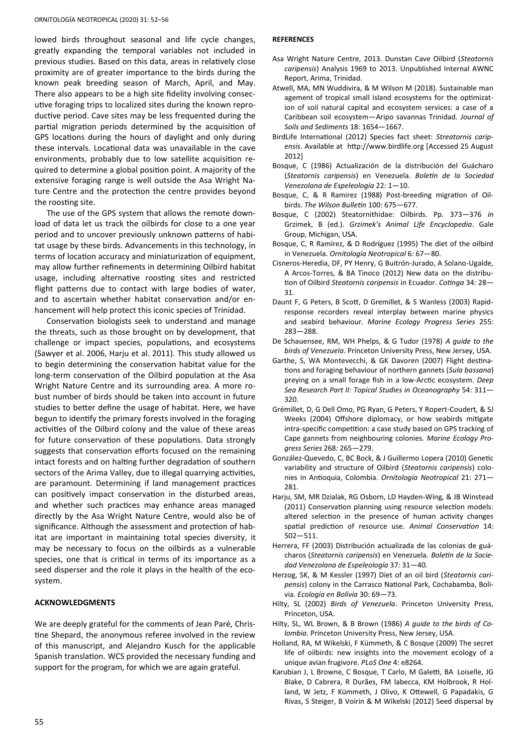lowed birds throughout seasonal and life cycle changes, greatly expanding the temporal variables not included in previous studies. Based on this data, areas in relatively close proximity are of greater importance to the birds during the known peak breeding season of March, April, and May. There also appears to be a high site fidelity involving consecutive foraging trips to localized sites during the known reproductive period. Cave sites may be less frequented during the partial migration periods determined by the acquisition of GPS locations during the hours of daylight and only during these intervals. Locational data was unavailable in the cave environments, probably due to low satellite acquisition required to determine a global position point. A majority of the extensive foraging range is well outside the Asa Wright Nature Centre and the protection the centre provides beyond the roosting site.

The use of the GPS system that allows the remote download of data let us track the oilbirds for close to a one year period and to uncover previously unknown patterns of habitat usage by these birds. Advancements in this technology, in terms of location accuracy and miniaturization of equipment, may allow further refinements in determining Oilbird habitat usage, including alternative roosting sites and restricted flight patterns due to contact with large bodies of water, and to ascertain whether habitat conservation and/or enhancement will help protect this iconic species of Trinidad.

Conservation biologists seek to understand and manage the threats, such as those brought on by development, that challenge or impact species, populations, and ecosystems (Sawyer et al. 2006, Harju et al. 2011). This study allowed us to begin determining the conservation habitat value for the long-term conservation of the Oilbird population at the Asa Wright Nature Centre and its surrounding area. A more robust number of birds should be taken into account in future studies to better define the usage of habitat. Here, we have begun to identify the primary forests involved in the foraging activities of the Oilbird colony and the value of these areas for future conservation of these populations. Data strongly suggests that conservation efforts focused on the remaining intact forests and on halting further degradation of southern sectors of the Arima Valley, due to illegal quarrying activities, are paramount. Determining if land management practices can positively impact conservation in the disturbed areas, and whether such practices may enhance areas managed directly by the Asa Wright Nature Centre, would also be of significance. Although the assessment and protection of habitat are important in maintaining total species diversity, it may be necessary to focus on the oilbirds as a vulnerable species, one that is critical in terms of its importance as a seed disperser and the role it plays in the health of the ecosystem.

## ACKNOWLEDGMENTS

We are deeply grateful for the comments of Jean Paré, Christine Shepard, the anonymous referee involved in the review of this manuscript, and Alejandro Kusch for the applicable Spanish translation. WCS provided the necessary funding and support for the program, for which we are again grateful.

## REFERENCES

Asa Wright Nature Centre, 2013. Dunstan Cave Oilbird (*Steatornis caripensis*) Analysis 1969 to 2013. Unpublished Internal AWNC Report, Arima, Trinidad.

Atwell, MA, MN Wuddivira, & M Wilson M (2018). Sustainable man agement of tropical small island ecosystems for the optimization of soil natural capital and ecosystem services: a case of a Caribbean soil ecosystem—Aripo savannas Trinidad. *Journal of Soils and Sediments* 18: 1654—1667.

BirdLife International (2012) Species fact sheet: *Streatornis caripensis*. Available at http://www.birdlife.org [Accessed 25 August 2012]

Bosque, C (1986) Actualización de la distribución del Guácharo (*Steatornis caripensis*) en Venezuela. *Boletín de la Sociedad Venezolana de Espeleología* 22*:* 1—10.

Bosque, C, & R Ramirez (1988) Post-breeding migration of Oilbirds. *The Wilson Bulletin* 100: 675—677.

Bosque, C (2002) Steatornithidae: Oilbirds. Pp. 373—376 *in* Grzimek, B (ed.). *Grzimek's Animal Life Encyclopedia*. Gale Group, Michigan, USA.

Bosque, C, R Ramírez, & D Rodríguez (1995) The diet of the oilbird in Venezuela. *Ornitología Neotropical* 6*:* 67—80.

Cisneros-Heredia, DF, PY Henry, G Buitrón-Jurado, A Solano-Ugalde, A Arcos-Torres, & BA Tinoco (2012) New data on the distribution of Oilbird *Steatornis caripensis* in Ecuador. *Cotinga* 34*:* 28—31.

Daunt F, G Peters, B Scott, D Gremillet, & S Wanless (2003) Rapid-response recorders reveal interplay between marine physics and seabird behaviour. *Marine Ecology Progress Series* 255*:* 283—288.

De Schauensee, RM, WH Phelps, & G Tudor (1978) *A guide to the birds of Venezuela*. Princeton University Press, New Jersey, USA.

Garthe, S, WA Montevecchi, & GK Davoren (2007) Flight destinations and foraging behaviour of northern gannets (*Sula bassana*) preying on a small forage fish in a low-Arctic ecosystem. *Deep Sea Research Part II: Topical Studies in Oceanography* 54: 311—320.

Grémillet, D, G Dell Omo, PG Ryan, G Peters, Y Ropert-Coudert, & SJ Weeks (2004) Offshore diplomacy, or how seabirds mitigate intra-specific competition: a case study based on GPS tracking of Cape gannets from neighbouring colonies. *Marine Ecology Progress Series* 268*:* 265—279.

González-Quevedo, C, BC Bock, & J Guillermo Lopera (2010) Genetic variability and structure of Oilbird (*Steatornis caripensis*) colonies in Antioquia, Colombia. *Ornitología Neotropical* 21: 271—281.

Harju, SM, MR Dzialak, RG Osborn, LD Hayden-Wing, & JB Winstead (2011) Conservation planning using resource selection models: altered selection in the presence of human activity changes spatial prediction of resource use. *Animal Conservation* 14: 502—511.

Herrera, FF (2003) Distribución actualizada de las colonias de guácharos (*Steatornis caripensis*) en Venezuela. *Boletín de la Sociedad Venezolana de Espeleología* 37*:* 31—40.

Herzog, SK, & M Kessler (1997) Diet of an oil bird (*Steatornis caripensis*) colony in the Carrasco National Park, Cochabamba, Bolivia. *Ecología en Bolivia* 30: 69—73.

Hilty, SL (2002) *Birds of Venezuela*. Princeton University Press, Princeton, USA.

Hilty, SL, WL Brown, & B Brown (1986) *A guide to the birds of Colombia*. Princeton University Press, New Jersey, USA.

Holland, RA, M Wikelski, F Kümmeth, & C Bosque (2009) The secret life of oilbirds: new insights into the movement ecology of a unique avian frugivore. *PLoS One* 4: e8264.

Karubian J, L Browne, C Bosque, T Carlo, M Galetti, BA Loiselle, JG Blake, D Cabrera, R Durães, FM labecca, KM Holbrook, R Holland, W Jetz, F Kümmeth, J Olivo, K Ottewell, G Papadakis, G Rivas, S Steiger, B Voirin & M Wikelski (2012) Seed dispersal by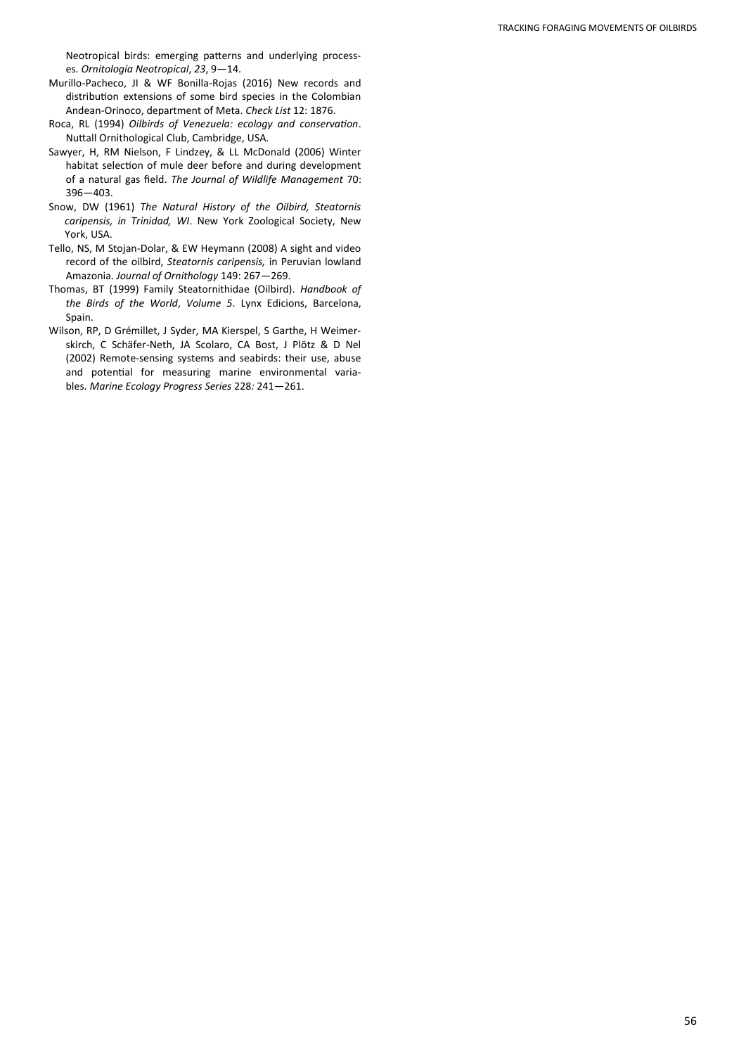Neotropical birds: emerging patterns and underlying processes. *Ornitología Neotropical*, *23*, 9—14.

Murillo-Pacheco, JI & WF Bonilla-Rojas (2016) New records and distribution extensions of some bird species in the Colombian Andean-Orinoco, department of Meta. *Check List* 12: 1876.

Roca, RL (1994) *Oilbirds of Venezuela: ecology and conservation*. Nuttall Ornithological Club, Cambridge, USA.

Sawyer, H, RM Nielson, F Lindzey, & LL McDonald (2006) Winter habitat selection of mule deer before and during development of a natural gas field. *The Journal of Wildlife Management* 70: 396—403.

Snow, DW (1961) *The Natural History of the Oilbird, Steatornis caripensis, in Trinidad, WI*. New York Zoological Society, New York, USA.

Tello, NS, M Stojan-Dolar, & EW Heymann (2008) A sight and video record of the oilbird, *Steatornis caripensis,* in Peruvian lowland Amazonia. *Journal of Ornithology* 149: 267—269.

Thomas, BT (1999) Family Steatornithidae (Oilbird). *Handbook of the Birds of the World*, *Volume 5*. Lynx Edicions, Barcelona, Spain.

Wilson, RP, D Grémillet, J Syder, MA Kierspel, S Garthe, H Weimerskirch, C Schäfer-Neth, JA Scolaro, CA Bost, J Plötz & D Nel (2002) Remote-sensing systems and seabirds: their use, abuse and potential for measuring marine environmental variables. *Marine Ecology Progress Series* 228*:* 241—261.